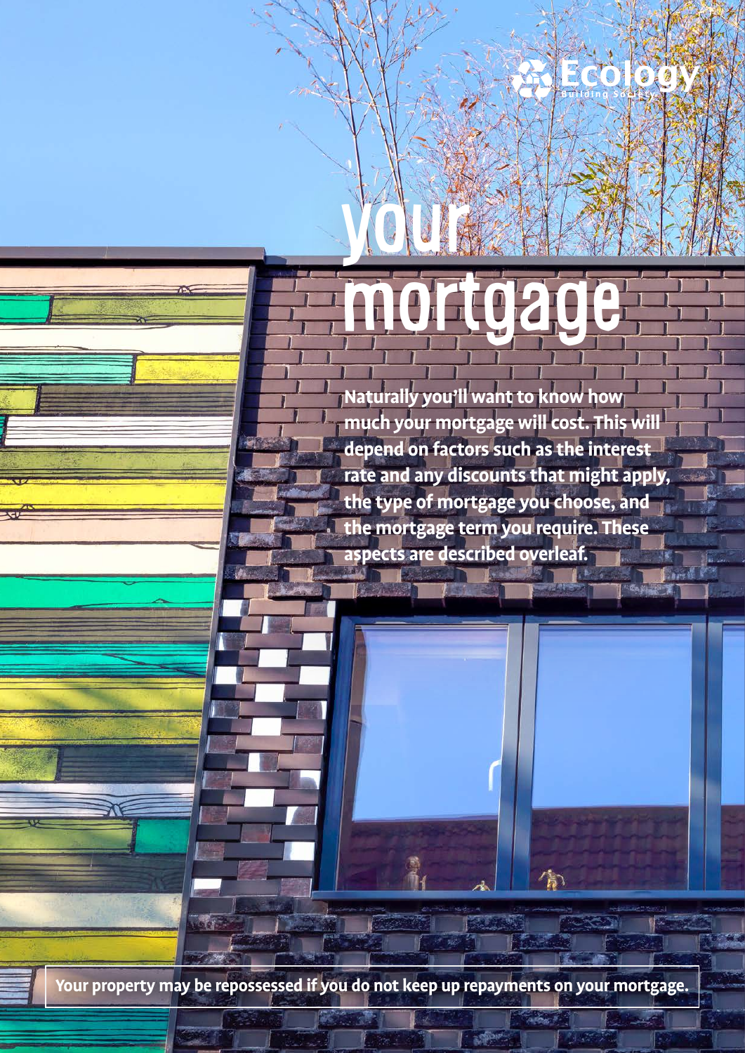Ecology Building Society

# your mortgage

**Naturally you'll want to know how much your mortgage will cost. This will depend on factors such as the interest rate and any discounts that might apply, the type of mortgage you choose, and the mortgage term you require. These aspects are described overleaf.**

**Your property may be repossessed if you do not keep up repayments on your mortgage.**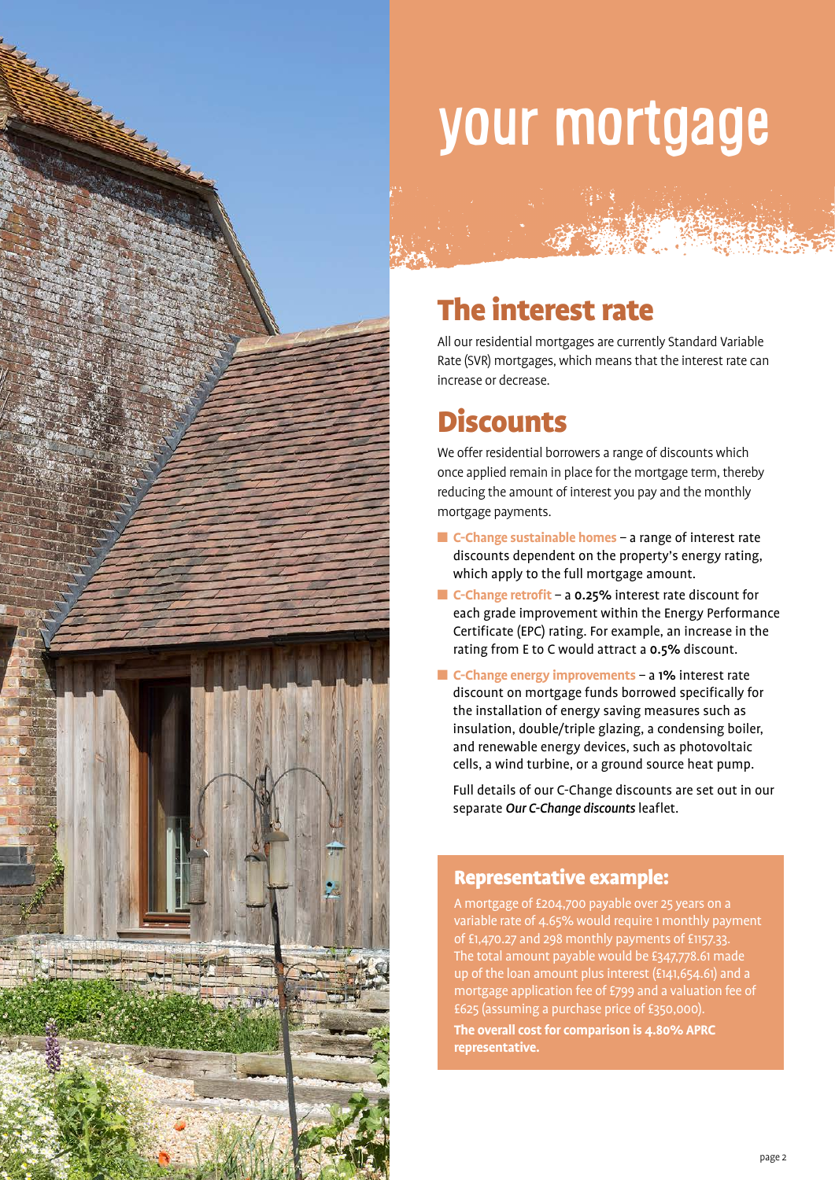# your mortgage

## The interest rate

All our residential mortgages are currently Standard Variable Rate (SVR) mortgages, which means that the interest rate can increase or decrease.

## Discounts

We offer residential borrowers a range of discounts which once applied remain in place for the mortgage term, thereby reducing the amount of interest you pay and the monthly mortgage payments.

- **C-Change sustainable homes** – a range of interest rate discounts dependent on the property's energy rating, which apply to the full mortgage amount.
- **C-Change retrofit** – a **0.25%** interest rate discount for each grade improvement within the Energy Performance Certificate (EPC) rating. For example, an increase in the rating from E to C would attract a **0.5%** discount.
- **C-Change energy improvements** – a **1%** interest rate discount on mortgage funds borrowed specifically for the installation of energy saving measures such as insulation, double/triple glazing, a condensing boiler, and renewable energy devices, such as photovoltaic cells, a wind turbine, or a ground source heat pump.

Full details of our C-Change discounts are set out in our separate ***Our C-Change discounts*** leaflet.

### Representative example:

A mortgage of £204,700 payable over 25 years on a variable rate of 4.65% would require 1 monthly payment of £1,470.27 and 298 monthly payments of £1157.33. The total amount payable would be £347,778.61 made up of the loan amount plus interest (£141,654.61) and a mortgage application fee of £799 and a valuation fee of £625 (assuming a purchase price of £350,000).

**The overall cost for comparison is 4.80% APRC representative.**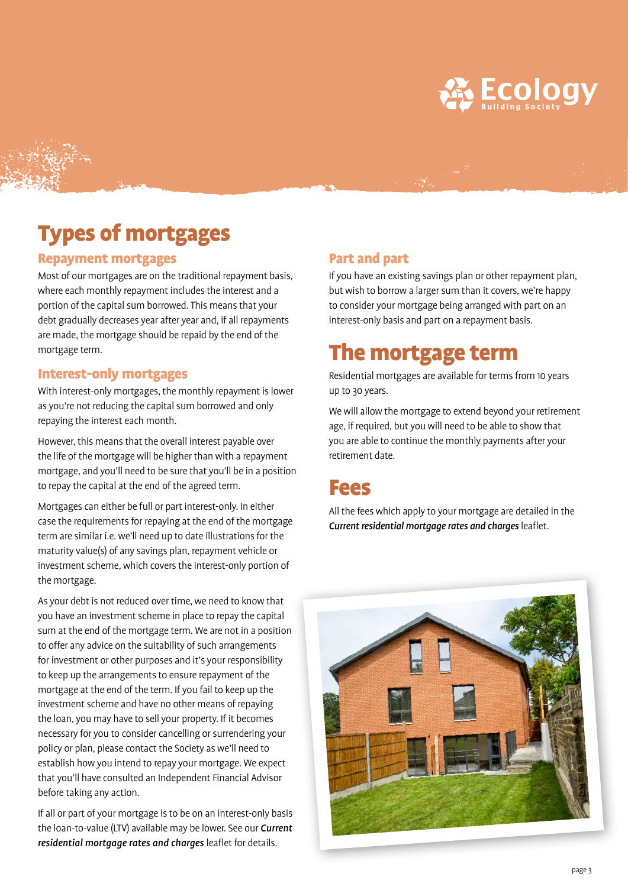# Types of mortgages

## Repayment mortgages

Most of our mortgages are on the traditional repayment basis, where each monthly repayment includes the interest and a portion of the capital sum borrowed. This means that your debt gradually decreases year after year and, if all repayments are made, the mortgage should be repaid by the end of the mortgage term.

## Interest-only mortgages

With interest-only mortgages, the monthly repayment is lower as you're not reducing the capital sum borrowed and only repaying the interest each month.

However, this means that the overall interest payable over the life of the mortgage will be higher than with a repayment mortgage, and you'll need to be sure that you'll be in a position to repay the capital at the end of the agreed term.

Mortgages can either be full or part interest-only. In either case the requirements for repaying at the end of the mortgage term are similar i.e. we'll need up to date illustrations for the maturity value(s) of any savings plan, repayment vehicle or investment scheme, which covers the interest-only portion of the mortgage.

As your debt is not reduced over time, we need to know that you have an investment scheme in place to repay the capital sum at the end of the mortgage term. We are not in a position to offer any advice on the suitability of such arrangements for investment or other purposes and it's your responsibility to keep up the arrangements to ensure repayment of the mortgage at the end of the term. If you fail to keep up the investment scheme and have no other means of repaying the loan, you may have to sell your property. If it becomes necessary for you to consider cancelling or surrendering your policy or plan, please contact the Society as we'll need to establish how you intend to repay your mortgage. We expect that you'll have consulted an Independent Financial Advisor before taking any action.

If all or part of your mortgage is to be on an interest-only basis the loan-to-value (LTV) available may be lower. See our ***Current residential mortgage rates and charges*** leaflet for details.

## Part and part

If you have an existing savings plan or other repayment plan, but wish to borrow a larger sum than it covers, we're happy to consider your mortgage being arranged with part on an interest-only basis and part on a repayment basis.

# The mortgage term

Residential mortgages are available for terms from 10 years up to 30 years.

We will allow the mortgage to extend beyond your retirement age, if required, but you will need to be able to show that you are able to continue the monthly payments after your retirement date.

# Fees

All the fees which apply to your mortgage are detailed in the ***Current residential mortgage rates and charges*** leaflet.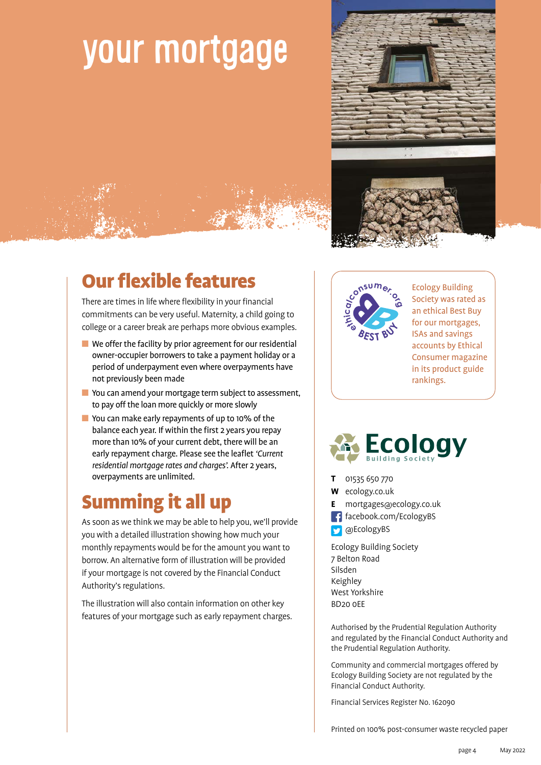# your mortgage

## Our flexible features

There are times in life where flexibility in your financial commitments can be very useful. Maternity, a child going to college or a career break are perhaps more obvious examples.

- We offer the facility by prior agreement for our residential owner-occupier borrowers to take a payment holiday or a period of underpayment even where overpayments have not previously been made
- You can amend your mortgage term subject to assessment, to pay off the loan more quickly or more slowly
- You can make early repayments of up to 10% of the balance each year. If within the first 2 years you repay more than 10% of your current debt, there will be an early repayment charge. Please see the leaflet *'Current residential mortgage rates and charges'*. After 2 years, overpayments are unlimited.

## Summing it all up

As soon as we think we may be able to help you, we'll provide you with a detailed illustration showing how much your monthly repayments would be for the amount you want to borrow. An alternative form of illustration will be provided if your mortgage is not covered by the Financial Conduct Authority's regulations.

The illustration will also contain information on other key features of your mortgage such as early repayment charges.

ethicalconsumer.org BEST BUY

Ecology Building Society was rated as an ethical Best Buy for our mortgages, ISAs and savings accounts by Ethical Consumer magazine in its product guide rankings.

**Ecology** Building Society

**T** 01535 650 770
**W** ecology.co.uk
**E** mortgages@ecology.co.uk
facebook.com/EcologyBS
@EcologyBS

Ecology Building Society
7 Belton Road
Silsden
Keighley
West Yorkshire
BD20 0EE

Authorised by the Prudential Regulation Authority and regulated by the Financial Conduct Authority and the Prudential Regulation Authority.

Community and commercial mortgages offered by Ecology Building Society are not regulated by the Financial Conduct Authority.

Financial Services Register No. 162090

Printed on 100% post-consumer waste recycled paper

May 2022